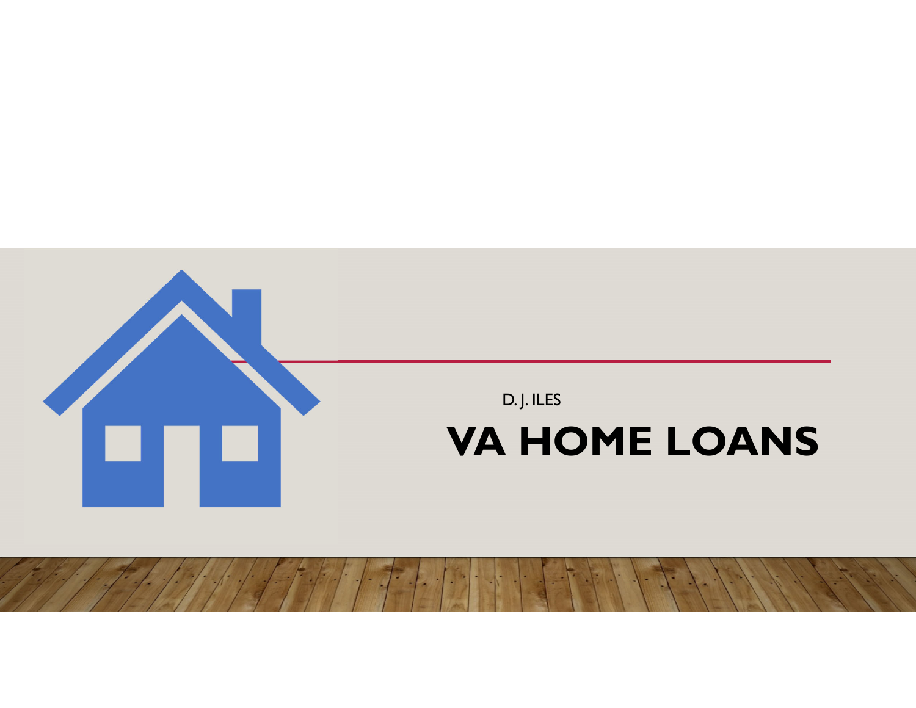D. J. ILES

# VA HOME LOANS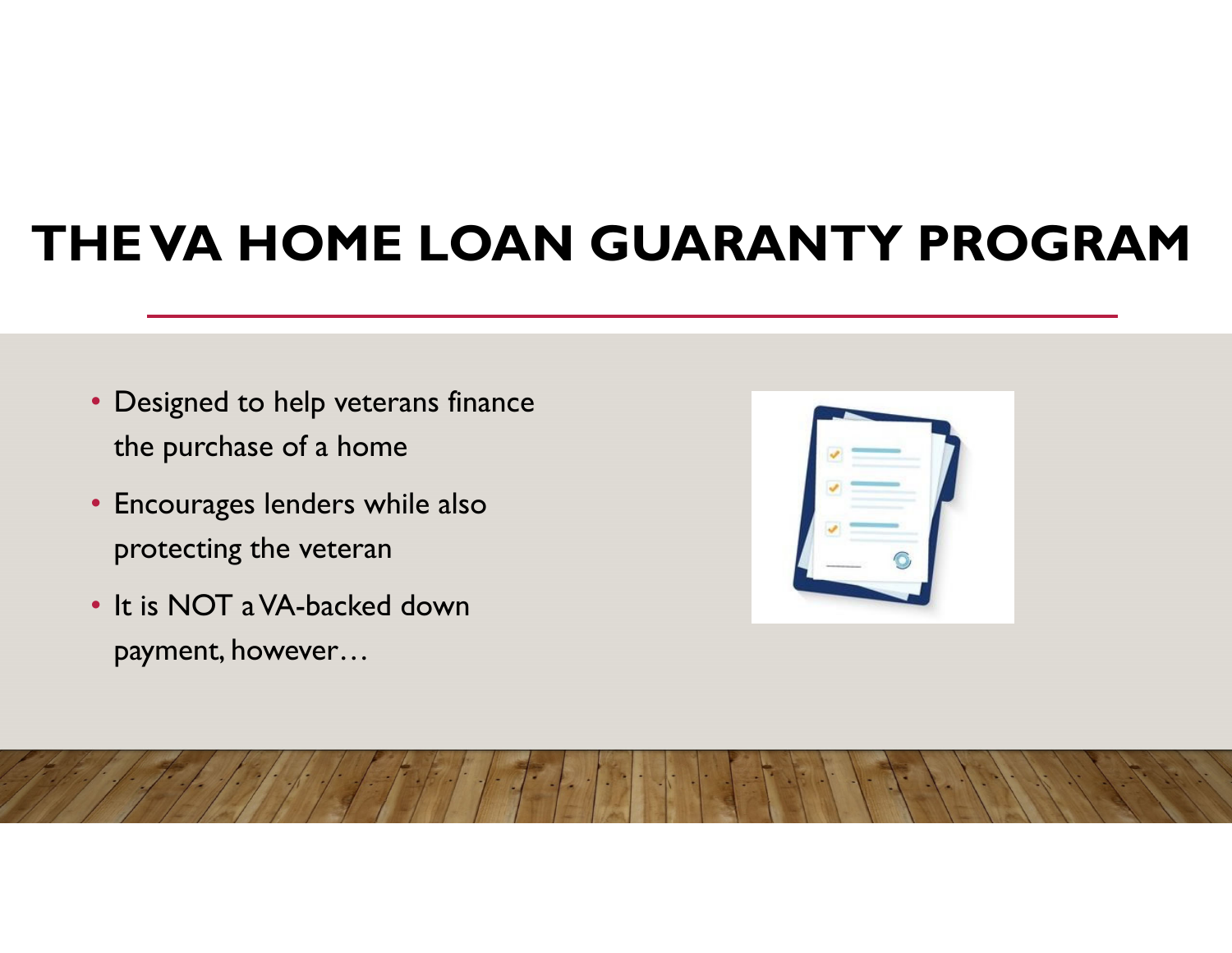# THE VA HOME LOAN GUARANTY PROGRAM

- Designed to help veterans finance the purchase of a home
- Encourages lenders while also protecting the veteran
- It is NOT a VA-backed down payment, however…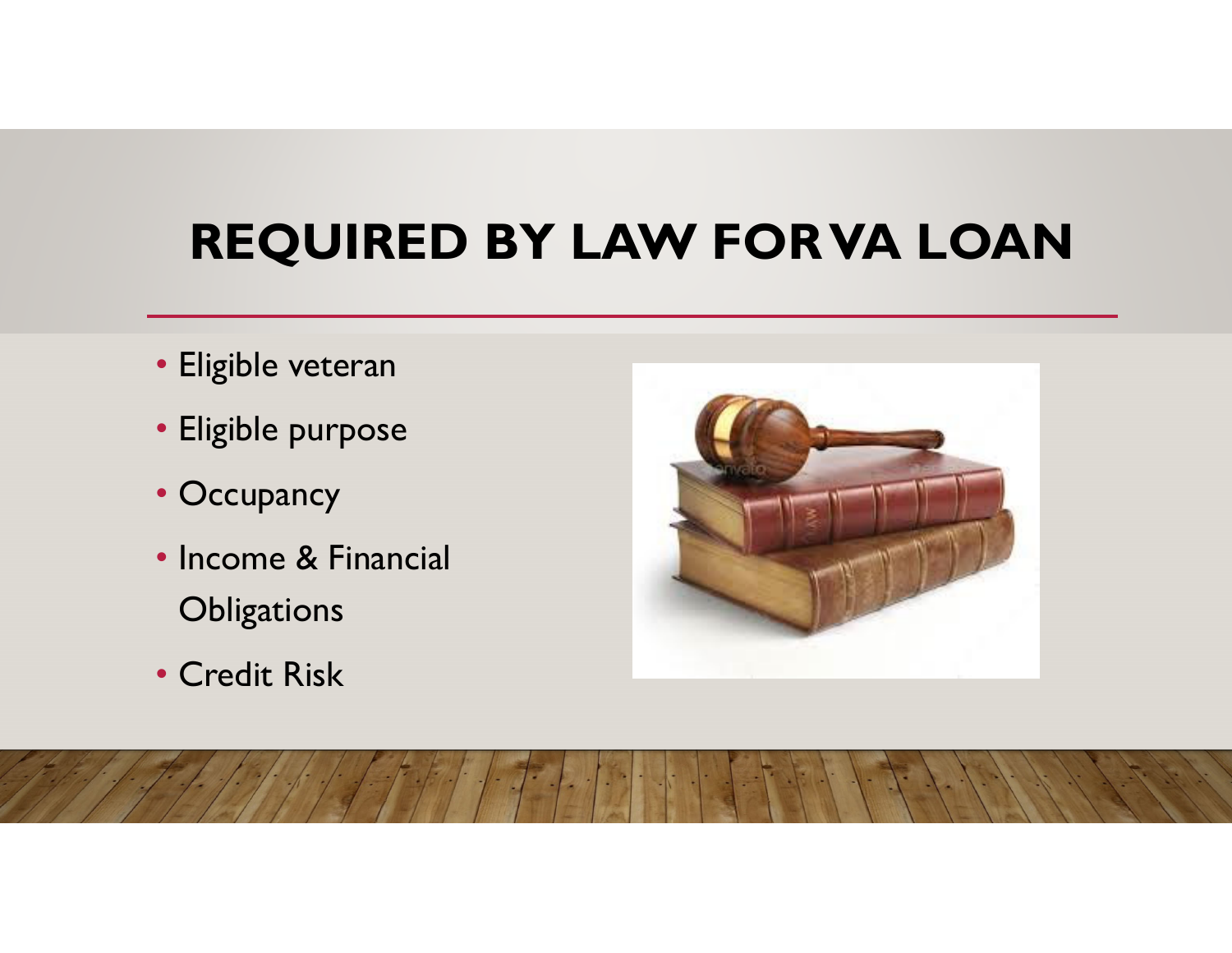# REQUIRED BY LAW FOR VA LOAN

- Eligible veteran
- Eligible purpose
- Occupancy
- Income & Financial Obligations
- Credit Risk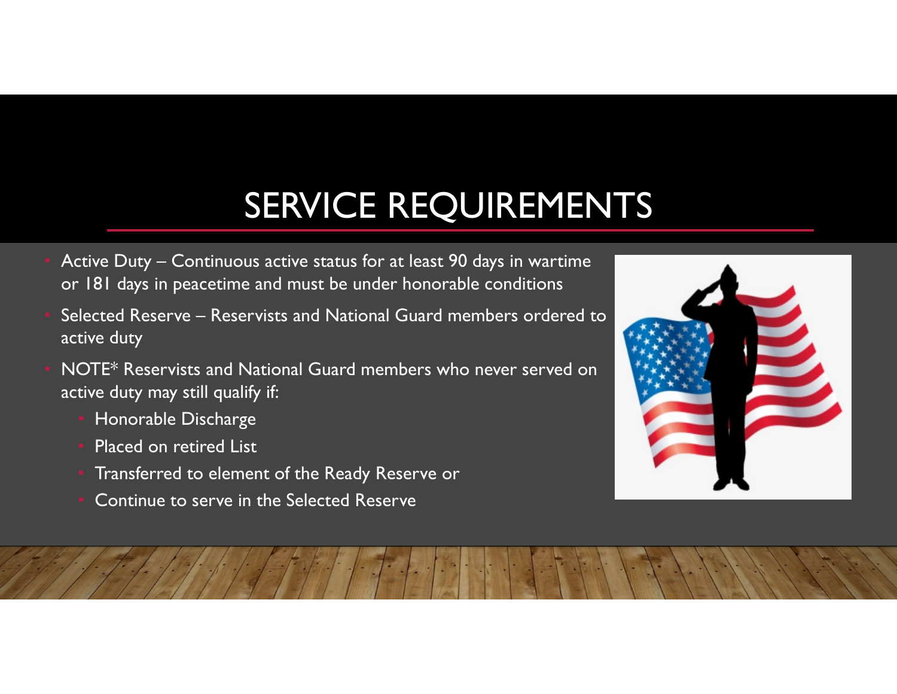# SERVICE REQUIREMENTS

- Active Duty – Continuous active status for at least 90 days in wartime or 181 days in peacetime and must be under honorable conditions
- Selected Reserve – Reservists and National Guard members ordered to active duty
- NOTE* Reservists and National Guard members who never served on active duty may still qualify if:
  - Honorable Discharge
  - Placed on retired List
  - Transferred to element of the Ready Reserve or
  - Continue to serve in the Selected Reserve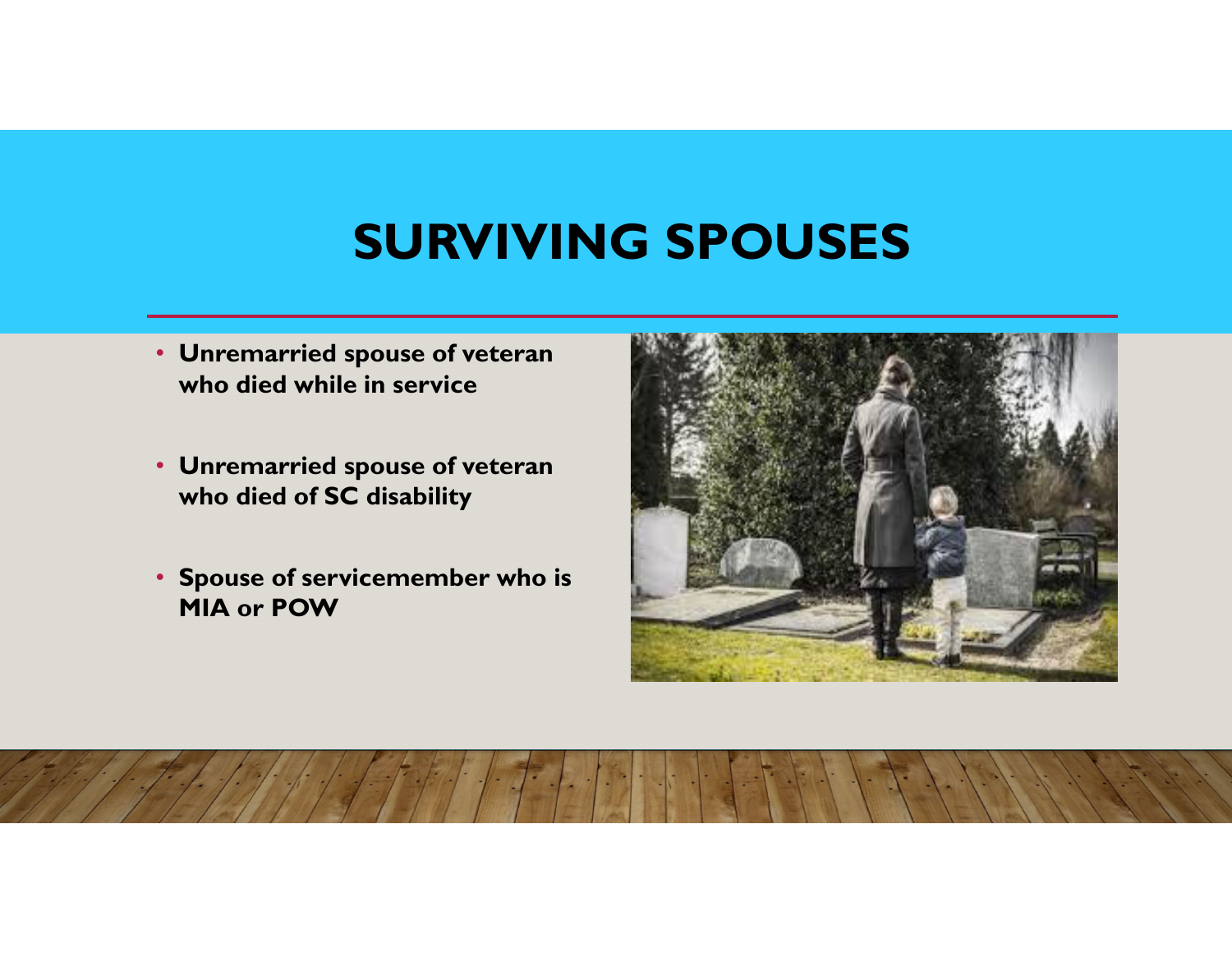# SURVIVING SPOUSES

- **Unremarried spouse of veteran who died while in service**
- **Unremarried spouse of veteran who died of SC disability**
- **Spouse of servicemember who is MIA or POW**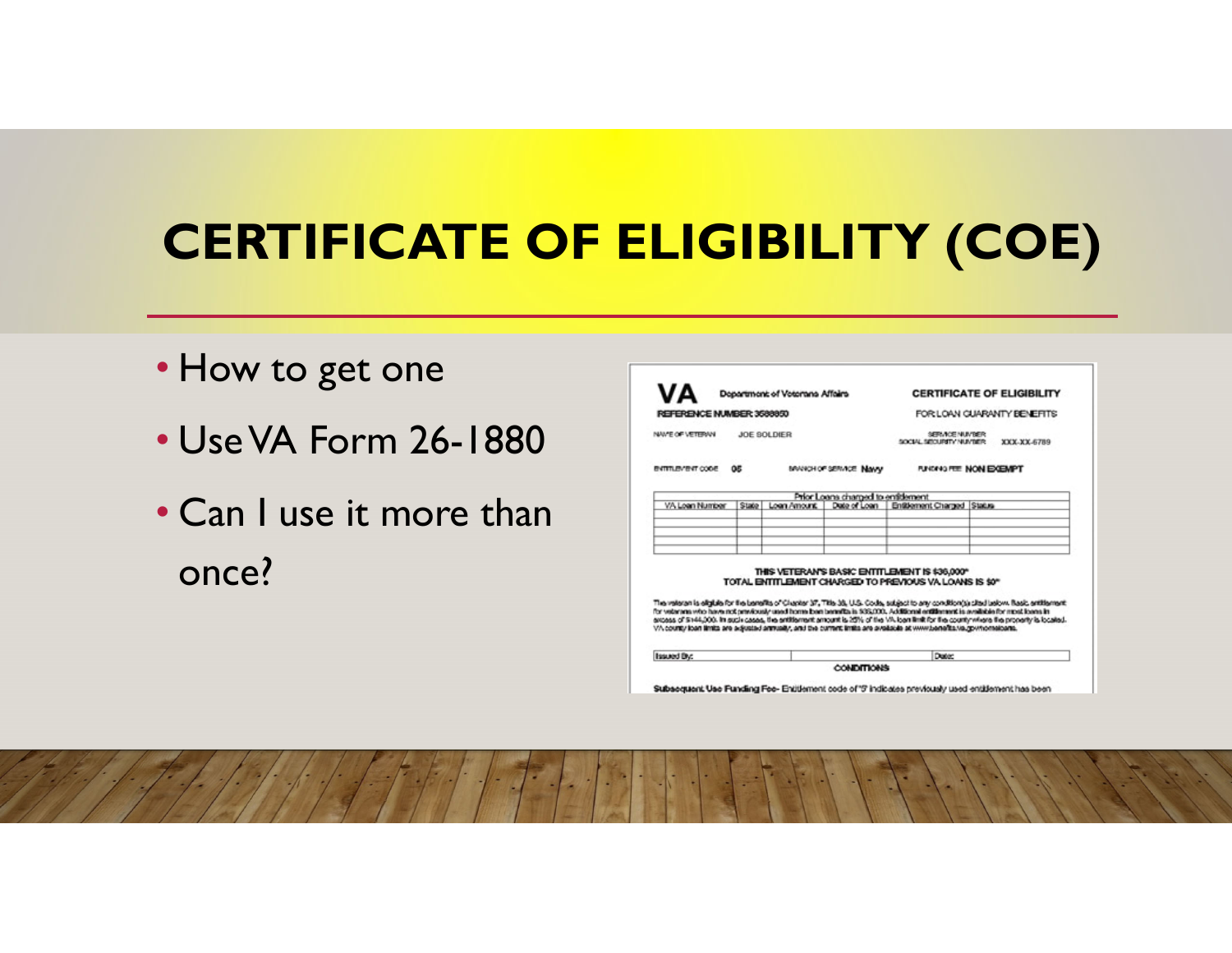# CERTIFICATE OF ELIGIBILITY (COE)

- How to get one
- Use VA Form 26-1880
- Can I use it more than once?

**VA** Department of Veterans Affairs

**CERTIFICATE OF ELIGIBILITY**

FOR LOAN GUARANTY BENEFITS

**REFERENCE NUMBER: 3588850**

NAME OF VETERAN JOE SOLDIER

SERVICE NUMBER / SOCIAL SECURITY NUMBER XXX-XX-6789

ENTITLEMENT CODE **05**

BRANCH OF SERVICE **Navy**

FUNDING FEE **NON EXEMPT**

| Prior Loans charged to entitlement | | | | | |
|---|---|---|---|---|---|
| VA Loan Number | State | Loan Amount | Date of Loan | Entitlement Charged | Status |
| | | | | | |
| | | | | | |
| | | | | | |
| | | | | | |

**THIS VETERAN'S BASIC ENTITLEMENT IS $36,000\***
**TOTAL ENTITLEMENT CHARGED TO PREVIOUS VA LOANS IS $0\***

The veteran is eligible for the benefits of Chapter 37, Title 38, U.S. Code, subject to any condition(s) cited below. Basic entitlement for veterans who have not previously used home loan benefits is $36,000. Additional entitlement is available for most loans in excess of $144,000. In such cases, the entitlement amount is 25% of the VA loan limit for the county where the property is located. VA county loan limits are adjusted annually, and the current limits are available at www.benefits.va.gov/homeloans.

| Issued By: | | Date: |
|---|---|---|

**CONDITIONS**

**Subsequent Use Funding Fee-** Entitlement code of "5" indicates previously used entitlement has been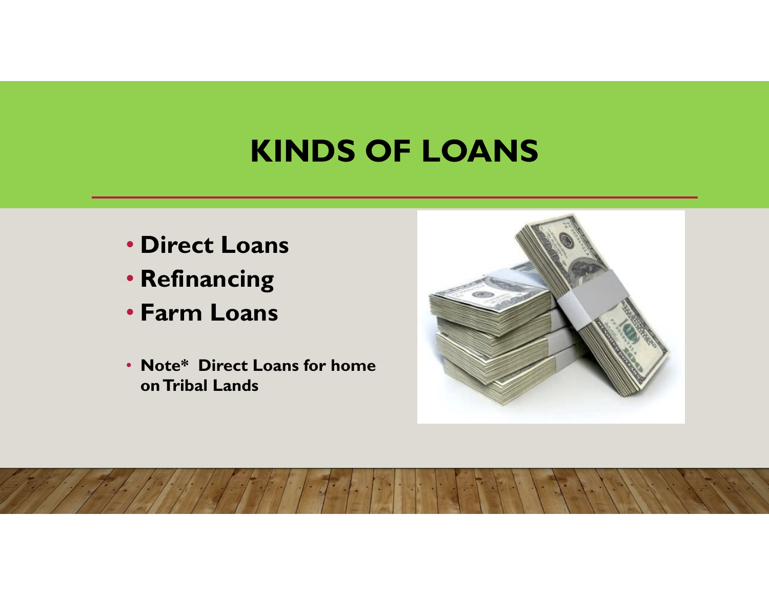# KINDS OF LOANS

- **Direct Loans**
- **Refinancing**
- **Farm Loans**

- **Note* Direct Loans for home on Tribal Lands**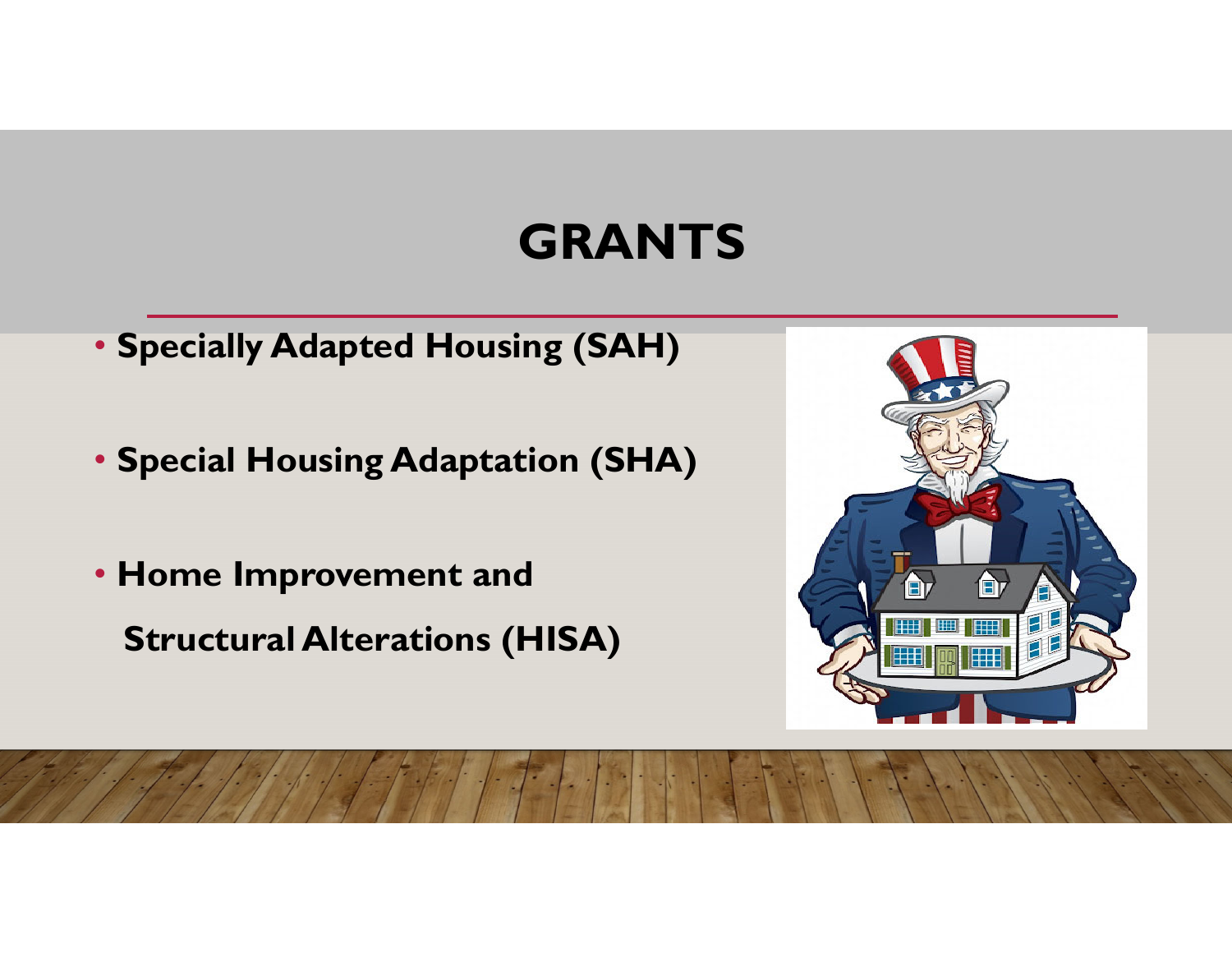# GRANTS

- **Specially Adapted Housing (SAH)**
- **Special Housing Adaptation (SHA)**
- **Home Improvement and Structural Alterations (HISA)**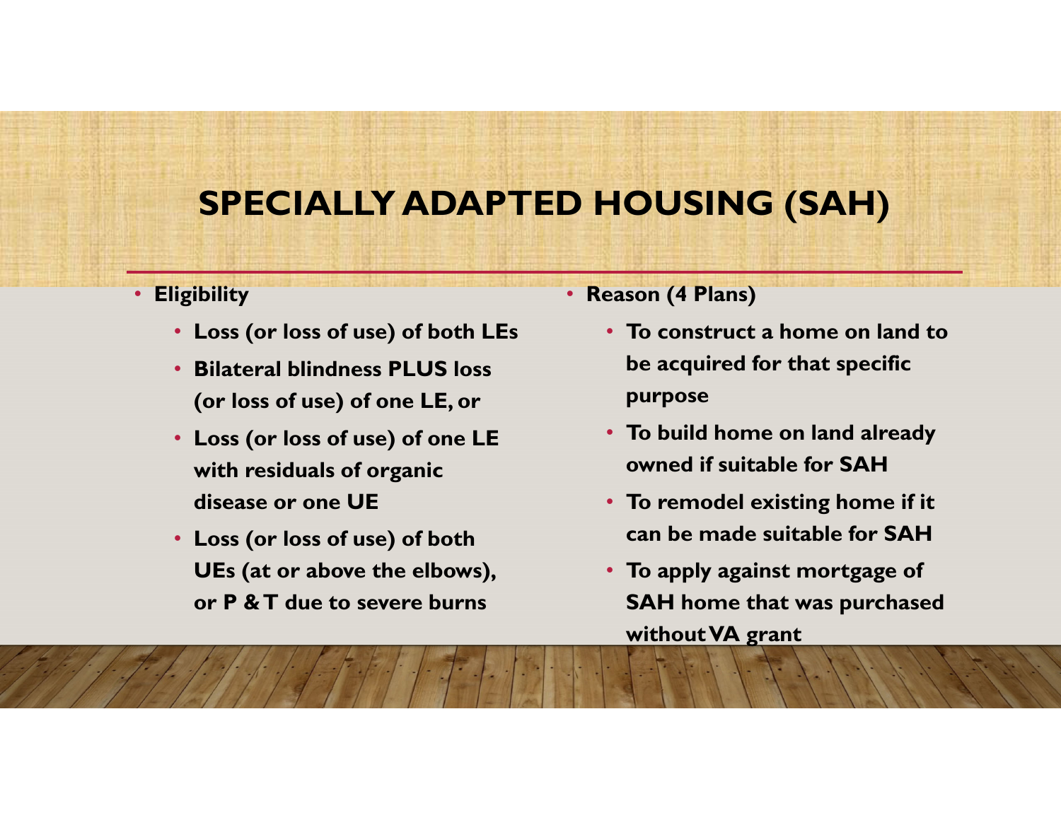# SPECIALLY ADAPTED HOUSING (SAH)

- **Eligibility**
  - **Loss (or loss of use) of both LEs**
  - **Bilateral blindness PLUS loss (or loss of use) of one LE, or**
  - **Loss (or loss of use) of one LE with residuals of organic disease or one UE**
  - **Loss (or loss of use) of both UEs (at or above the elbows), or P & T due to severe burns**

- **Reason (4 Plans)**
  - **To construct a home on land to be acquired for that specific purpose**
  - **To build home on land already owned if suitable for SAH**
  - **To remodel existing home if it can be made suitable for SAH**
  - **To apply against mortgage of SAH home that was purchased without VA grant**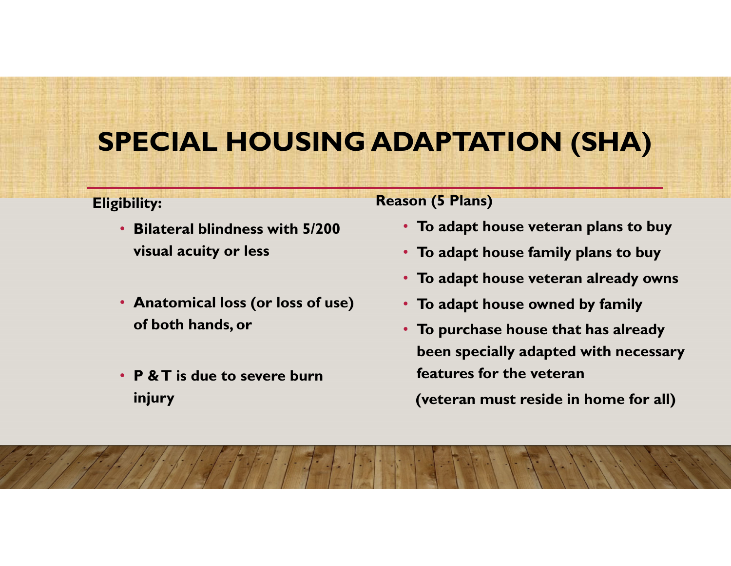# SPECIAL HOUSING ADAPTATION (SHA)

**Eligibility:**

- **Bilateral blindness with 5/200 visual acuity or less**
- **Anatomical loss (or loss of use) of both hands, or**
- **P & T is due to severe burn injury**

**Reason (5 Plans)**

- **To adapt house veteran plans to buy**
- **To adapt house family plans to buy**
- **To adapt house veteran already owns**
- **To adapt house owned by family**
- **To purchase house that has already been specially adapted with necessary features for the veteran**

**(veteran must reside in home for all)**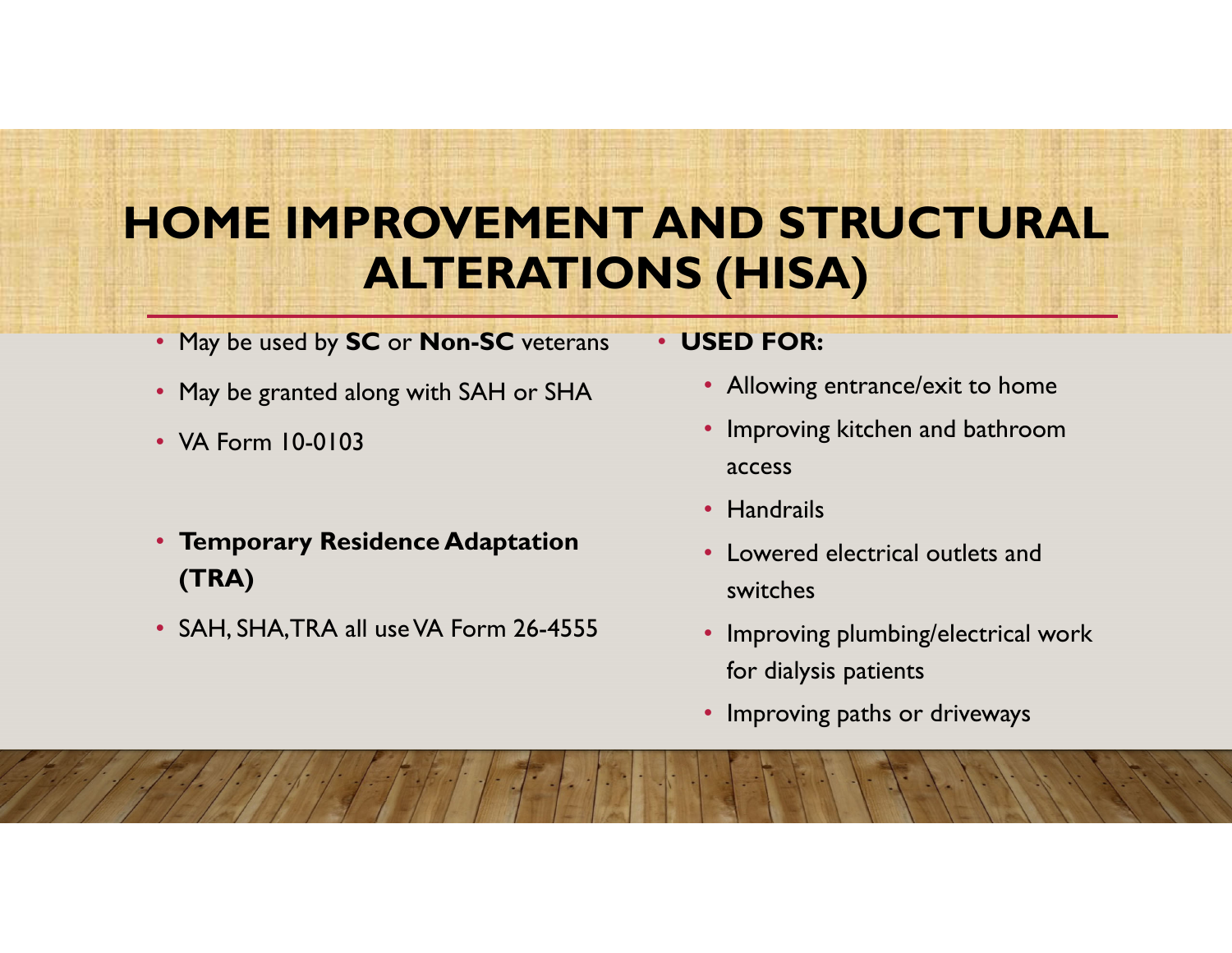# HOME IMPROVEMENT AND STRUCTURAL ALTERATIONS (HISA)

- May be used by **SC** or **Non-SC** veterans
- May be granted along with SAH or SHA
- VA Form 10-0103

- **Temporary Residence Adaptation (TRA)**
- SAH, SHA, TRA all use VA Form 26-4555

- **USED FOR:**
  - Allowing entrance/exit to home
  - Improving kitchen and bathroom access
  - Handrails
  - Lowered electrical outlets and switches
  - Improving plumbing/electrical work for dialysis patients
  - Improving paths or driveways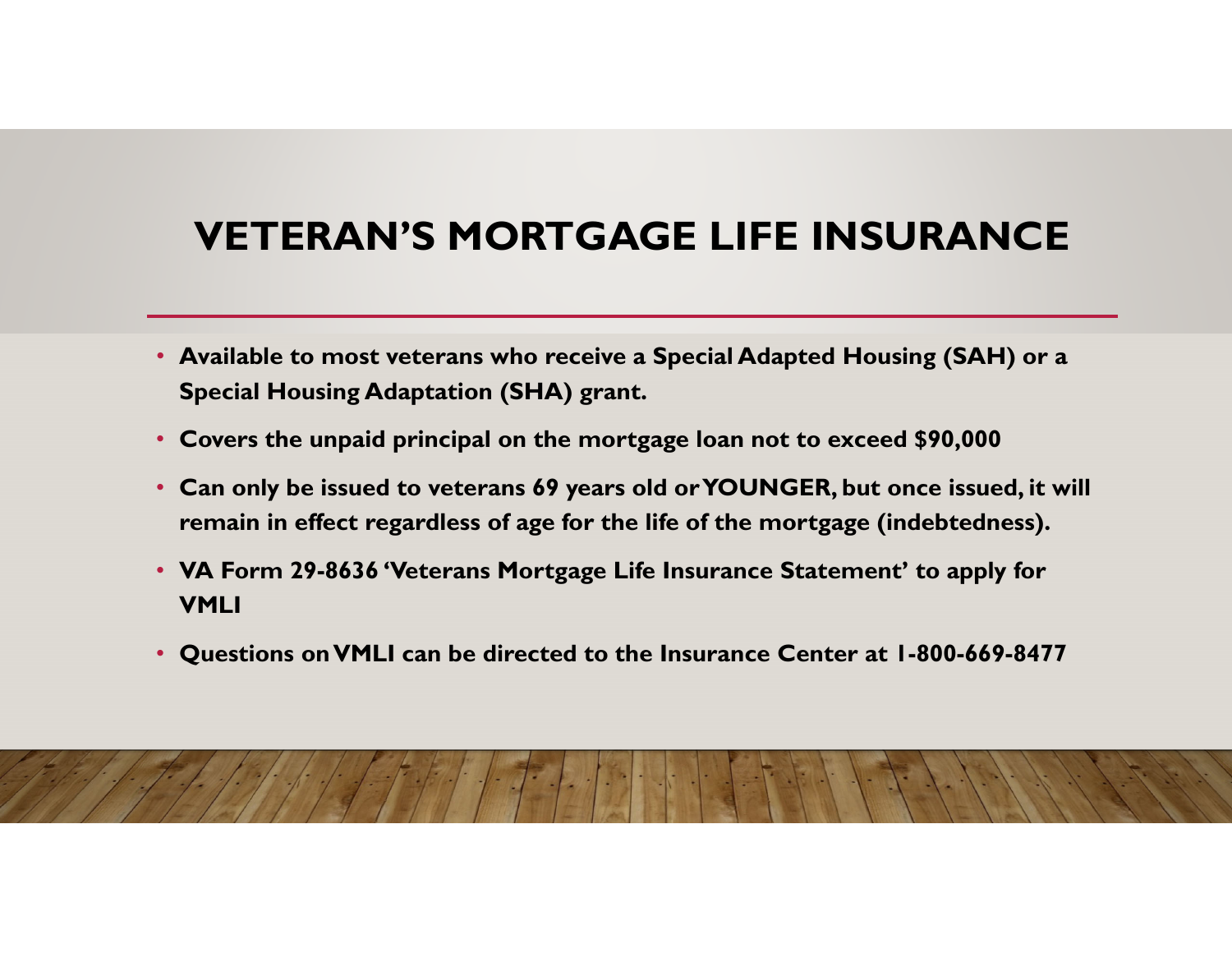# VETERAN'S MORTGAGE LIFE INSURANCE

- **Available to most veterans who receive a Special Adapted Housing (SAH) or a Special Housing Adaptation (SHA) grant.**
- **Covers the unpaid principal on the mortgage loan not to exceed $90,000**
- **Can only be issued to veterans 69 years old or YOUNGER, but once issued, it will remain in effect regardless of age for the life of the mortgage (indebtedness).**
- **VA Form 29-8636 'Veterans Mortgage Life Insurance Statement' to apply for VMLI**
- **Questions on VMLI can be directed to the Insurance Center at 1-800-669-8477**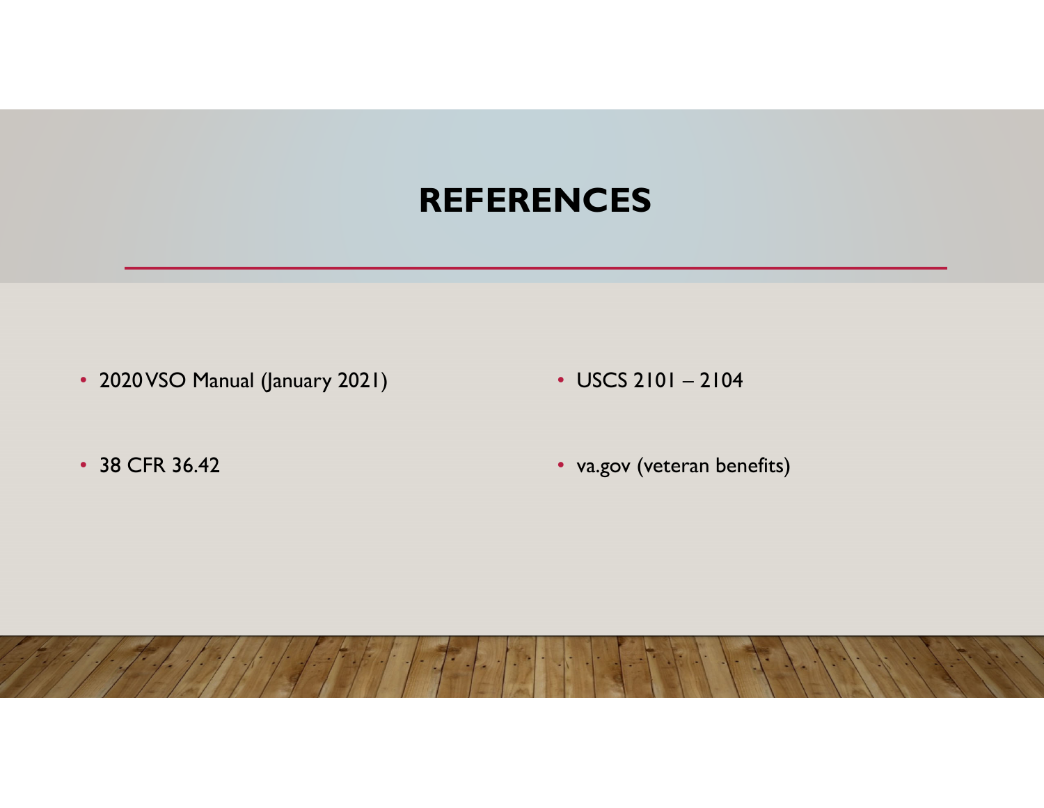# REFERENCES

- 2020 VSO Manual (January 2021)
- 38 CFR 36.42
- USCS 2101 – 2104
- va.gov (veteran benefits)